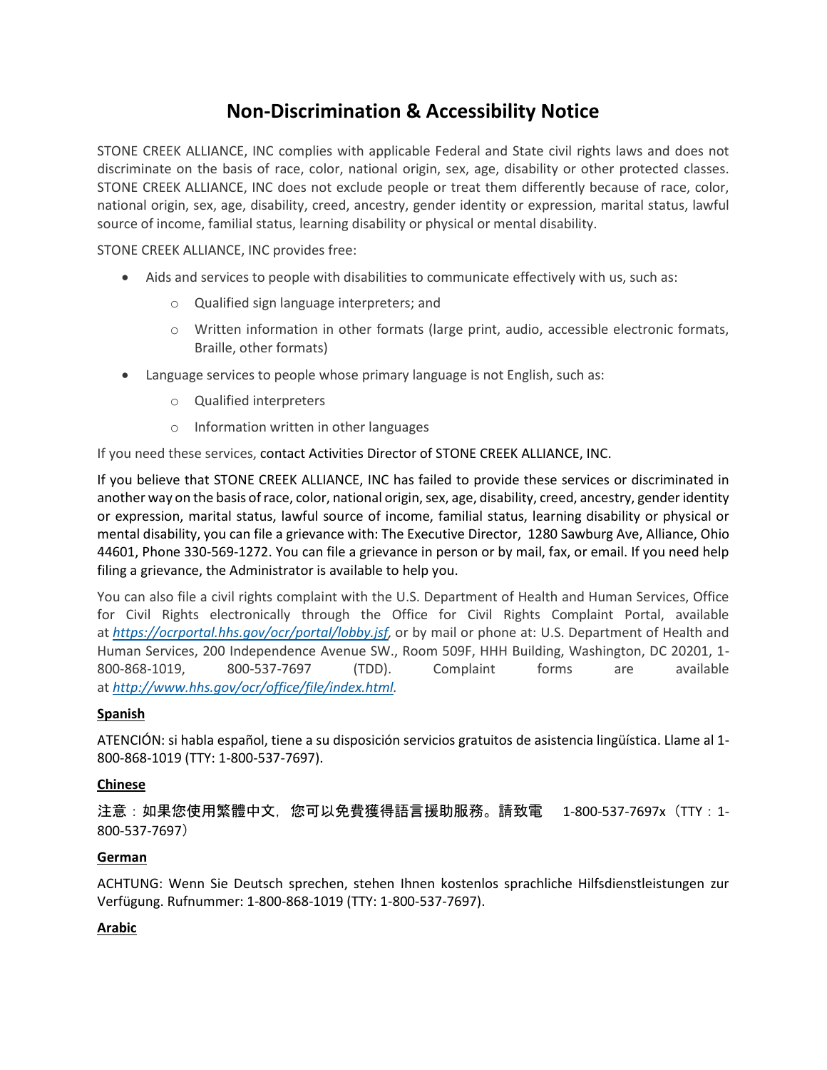# Non-Discrimination & Accessibility Notice

STONE CREEK ALLIANCE, INC complies with applicable Federal and State civil rights laws and does not discriminate on the basis of race, color, national origin, sex, age, disability or other protected classes. STONE CREEK ALLIANCE, INC does not exclude people or treat them differently because of race, color, national origin, sex, age, disability, creed, ancestry, gender identity or expression, marital status, lawful source of income, familial status, learning disability or physical or mental disability.

STONE CREEK ALLIANCE, INC provides free:

- Aids and services to people with disabilities to communicate effectively with us, such as:
  - Qualified sign language interpreters; and
  - Written information in other formats (large print, audio, accessible electronic formats, Braille, other formats)
- Language services to people whose primary language is not English, such as:
  - Qualified interpreters
  - Information written in other languages

If you need these services, contact Activities Director of STONE CREEK ALLIANCE, INC.

If you believe that STONE CREEK ALLIANCE, INC has failed to provide these services or discriminated in another way on the basis of race, color, national origin, sex, age, disability, creed, ancestry, gender identity or expression, marital status, lawful source of income, familial status, learning disability or physical or mental disability, you can file a grievance with: The Executive Director, 1280 Sawburg Ave, Alliance, Ohio 44601, Phone 330-569-1272. You can file a grievance in person or by mail, fax, or email. If you need help filing a grievance, the Administrator is available to help you.

You can also file a civil rights complaint with the U.S. Department of Health and Human Services, Office for Civil Rights electronically through the Office for Civil Rights Complaint Portal, available at *https://ocrportal.hhs.gov/ocr/portal/lobby.jsf*, or by mail or phone at: U.S. Department of Health and Human Services, 200 Independence Avenue SW., Room 509F, HHH Building, Washington, DC 20201, 1-800-868-1019, 800-537-7697 (TDD). Complaint forms are available at *http://www.hhs.gov/ocr/office/file/index.html*.

**Spanish**

ATENCIÓN: si habla español, tiene a su disposición servicios gratuitos de asistencia lingüística. Llame al 1-800-868-1019 (TTY: 1-800-537-7697).

**Chinese**

注意：如果您使用繁體中文，您可以免費獲得語言援助服務。請致電 1-800-537-7697x（TTY：1-800-537-7697）

**German**

ACHTUNG: Wenn Sie Deutsch sprechen, stehen Ihnen kostenlos sprachliche Hilfsdienstleistungen zur Verfügung. Rufnummer: 1-800-868-1019 (TTY: 1-800-537-7697).

**Arabic**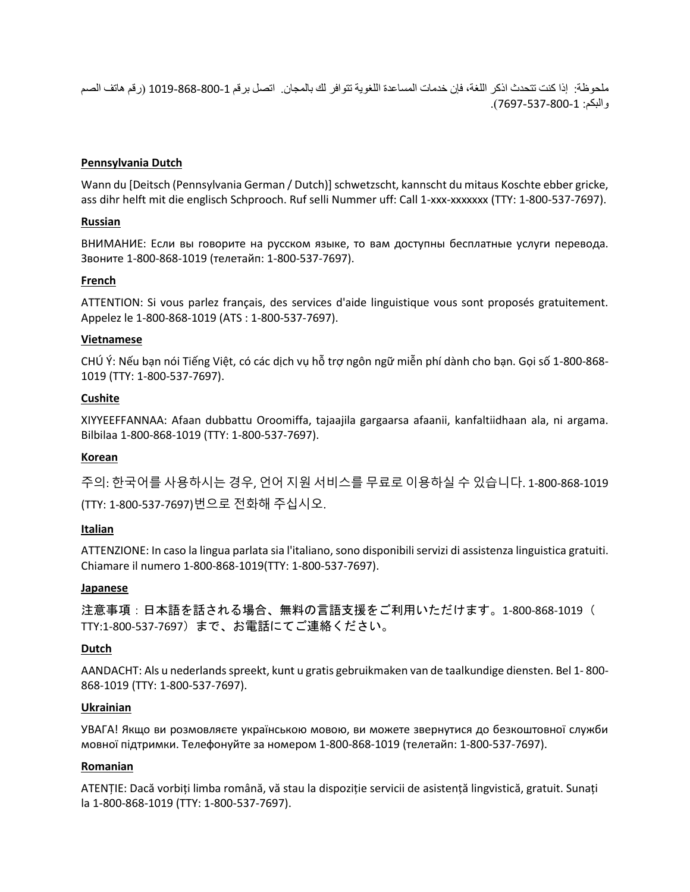ملحوظة: إذا كنت تتحدث اذكر اللغة، فإن خدمات المساعدة اللغوية تتوافر لك بالمجان. اتصل برقم 1-800-868-1019 (رقم هاتف الصم والبكم: 1-800-537-7697).

**Pennsylvania Dutch**

Wann du [Deitsch (Pennsylvania German / Dutch)] schwetzscht, kannscht du mitaus Koschte ebber gricke, ass dihr helft mit die englisch Schprooch. Ruf selli Nummer uff: Call 1-xxx-xxxxxxx (TTY: 1-800-537-7697).

**Russian**

ВНИМАНИЕ: Если вы говорите на русском языке, то вам доступны бесплатные услуги перевода. Звоните 1-800-868-1019 (телетайп: 1-800-537-7697).

**French**

ATTENTION: Si vous parlez français, des services d'aide linguistique vous sont proposés gratuitement. Appelez le 1-800-868-1019 (ATS : 1-800-537-7697).

**Vietnamese**

CHÚ Ý: Nếu bạn nói Tiếng Việt, có các dịch vụ hỗ trợ ngôn ngữ miễn phí dành cho bạn. Gọi số 1-800-868-1019 (TTY: 1-800-537-7697).

**Cushite**

XIYYEEFFANNAA: Afaan dubbattu Oroomiffa, tajaajila gargaarsa afaanii, kanfaltiidhaan ala, ni argama. Bilbilaa 1-800-868-1019 (TTY: 1-800-537-7697).

**Korean**

주의: 한국어를 사용하시는 경우, 언어 지원 서비스를 무료로 이용하실 수 있습니다. 1-800-868-1019 (TTY: 1-800-537-7697)번으로 전화해 주십시오.

**Italian**

ATTENZIONE: In caso la lingua parlata sia l'italiano, sono disponibili servizi di assistenza linguistica gratuiti. Chiamare il numero 1-800-868-1019(TTY: 1-800-537-7697).

**Japanese**

注意事項：日本語を話される場合、無料の言語支援をご利用いただけます。1-800-868-1019（TTY:1-800-537-7697）まで、お電話にてご連絡ください。

**Dutch**

AANDACHT: Als u nederlands spreekt, kunt u gratis gebruikmaken van de taalkundige diensten. Bel 1- 800-868-1019 (TTY: 1-800-537-7697).

**Ukrainian**

УВАГА! Якщо ви розмовляєте українською мовою, ви можете звернутися до безкоштовної служби мовної підтримки. Телефонуйте за номером 1-800-868-1019 (телетайп: 1-800-537-7697).

**Romanian**

ATENȚIE: Dacă vorbiți limba română, vă stau la dispoziție servicii de asistență lingvistică, gratuit. Sunați la 1-800-868-1019 (TTY: 1-800-537-7697).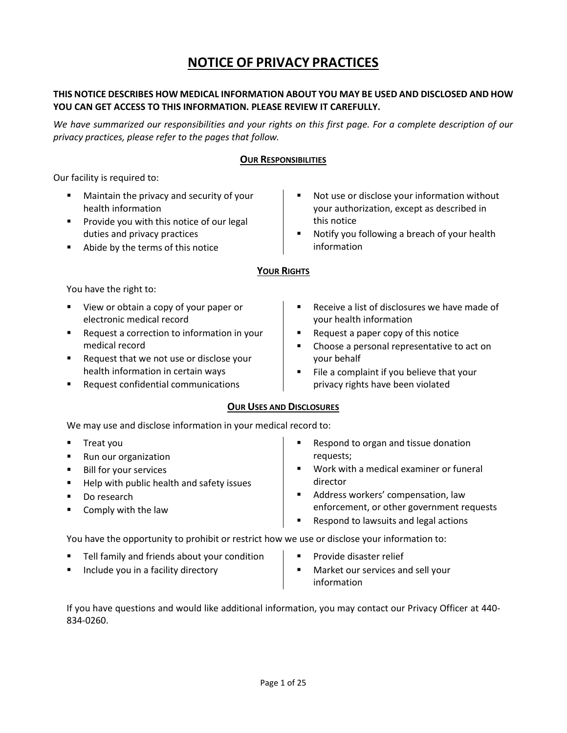# NOTICE OF PRIVACY PRACTICES

**THIS NOTICE DESCRIBES HOW MEDICAL INFORMATION ABOUT YOU MAY BE USED AND DISCLOSED AND HOW YOU CAN GET ACCESS TO THIS INFORMATION. PLEASE REVIEW IT CAREFULLY.**

*We have summarized our responsibilities and your rights on this first page. For a complete description of our privacy practices, please refer to the pages that follow.*

## OUR RESPONSIBILITIES

Our facility is required to:

- Maintain the privacy and security of your health information
- Provide you with this notice of our legal duties and privacy practices
- Abide by the terms of this notice
- Not use or disclose your information without your authorization, except as described in this notice
- Notify you following a breach of your health information

## YOUR RIGHTS

You have the right to:

- View or obtain a copy of your paper or electronic medical record
- Request a correction to information in your medical record
- Request that we not use or disclose your health information in certain ways
- Request confidential communications
- Receive a list of disclosures we have made of your health information
- Request a paper copy of this notice
- Choose a personal representative to act on your behalf
- File a complaint if you believe that your privacy rights have been violated

## OUR USES AND DISCLOSURES

We may use and disclose information in your medical record to:

- Treat you
- Run our organization
- Bill for your services
- Help with public health and safety issues
- Do research
- Comply with the law
- Respond to organ and tissue donation requests;
- Work with a medical examiner or funeral director
- Address workers' compensation, law enforcement, or other government requests
- Respond to lawsuits and legal actions

You have the opportunity to prohibit or restrict how we use or disclose your information to:

- Tell family and friends about your condition
- Include you in a facility directory
- Provide disaster relief
- Market our services and sell your information

If you have questions and would like additional information, you may contact our Privacy Officer at 440-834-0260.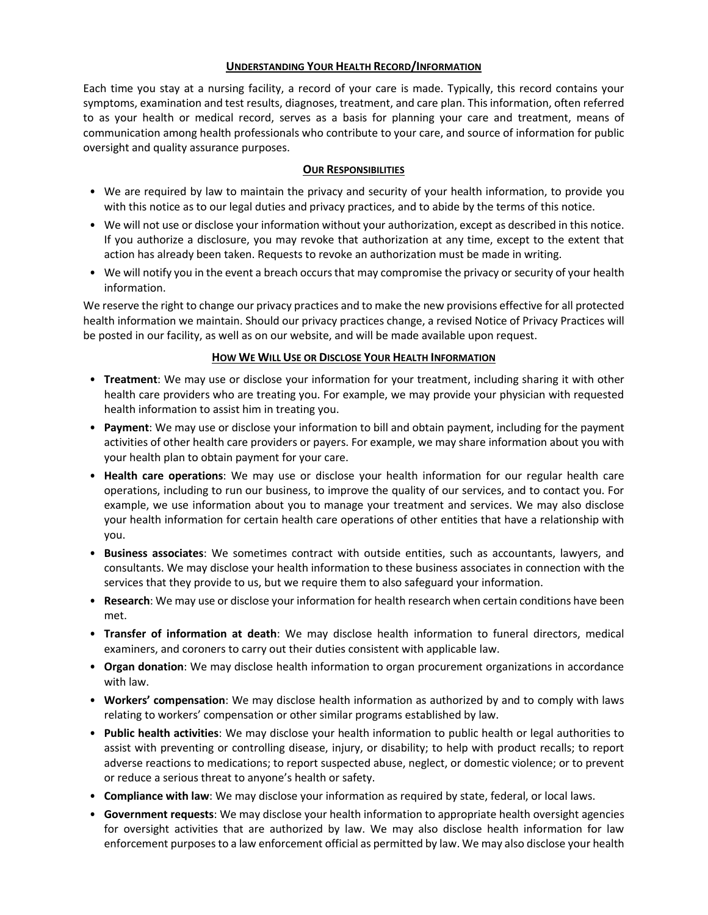## UNDERSTANDING YOUR HEALTH RECORD/INFORMATION

Each time you stay at a nursing facility, a record of your care is made. Typically, this record contains your symptoms, examination and test results, diagnoses, treatment, and care plan. This information, often referred to as your health or medical record, serves as a basis for planning your care and treatment, means of communication among health professionals who contribute to your care, and source of information for public oversight and quality assurance purposes.

## OUR RESPONSIBILITIES

- We are required by law to maintain the privacy and security of your health information, to provide you with this notice as to our legal duties and privacy practices, and to abide by the terms of this notice.
- We will not use or disclose your information without your authorization, except as described in this notice. If you authorize a disclosure, you may revoke that authorization at any time, except to the extent that action has already been taken. Requests to revoke an authorization must be made in writing.
- We will notify you in the event a breach occurs that may compromise the privacy or security of your health information.

We reserve the right to change our privacy practices and to make the new provisions effective for all protected health information we maintain. Should our privacy practices change, a revised Notice of Privacy Practices will be posted in our facility, as well as on our website, and will be made available upon request.

## HOW WE WILL USE OR DISCLOSE YOUR HEALTH INFORMATION

- **Treatment**: We may use or disclose your information for your treatment, including sharing it with other health care providers who are treating you. For example, we may provide your physician with requested health information to assist him in treating you.
- **Payment**: We may use or disclose your information to bill and obtain payment, including for the payment activities of other health care providers or payers. For example, we may share information about you with your health plan to obtain payment for your care.
- **Health care operations**: We may use or disclose your health information for our regular health care operations, including to run our business, to improve the quality of our services, and to contact you. For example, we use information about you to manage your treatment and services. We may also disclose your health information for certain health care operations of other entities that have a relationship with you.
- **Business associates**: We sometimes contract with outside entities, such as accountants, lawyers, and consultants. We may disclose your health information to these business associates in connection with the services that they provide to us, but we require them to also safeguard your information.
- **Research**: We may use or disclose your information for health research when certain conditions have been met.
- **Transfer of information at death**: We may disclose health information to funeral directors, medical examiners, and coroners to carry out their duties consistent with applicable law.
- **Organ donation**: We may disclose health information to organ procurement organizations in accordance with law.
- **Workers' compensation**: We may disclose health information as authorized by and to comply with laws relating to workers' compensation or other similar programs established by law.
- **Public health activities**: We may disclose your health information to public health or legal authorities to assist with preventing or controlling disease, injury, or disability; to help with product recalls; to report adverse reactions to medications; to report suspected abuse, neglect, or domestic violence; or to prevent or reduce a serious threat to anyone's health or safety.
- **Compliance with law**: We may disclose your information as required by state, federal, or local laws.
- **Government requests**: We may disclose your health information to appropriate health oversight agencies for oversight activities that are authorized by law. We may also disclose health information for law enforcement purposes to a law enforcement official as permitted by law. We may also disclose your health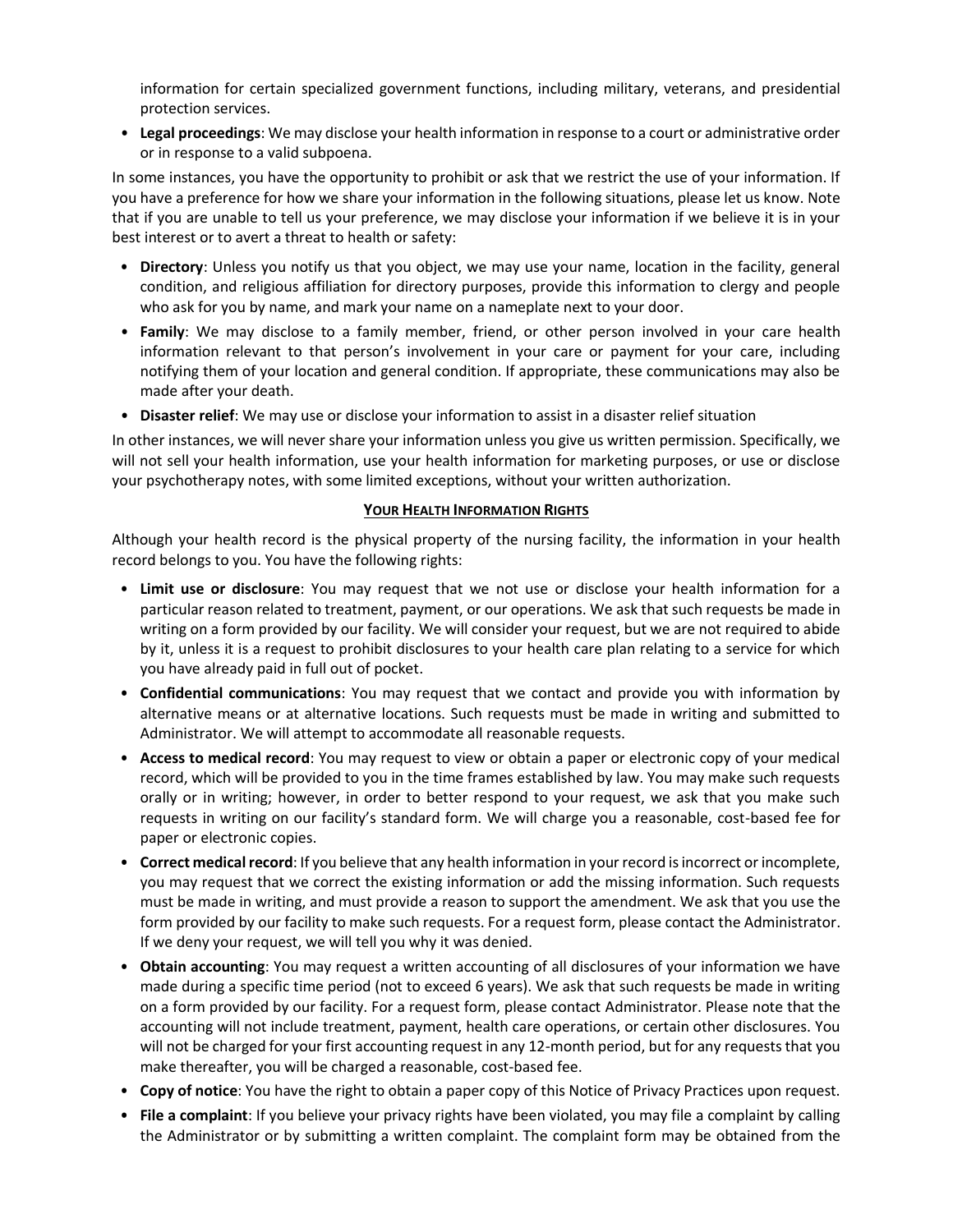information for certain specialized government functions, including military, veterans, and presidential protection services.

- **Legal proceedings**: We may disclose your health information in response to a court or administrative order or in response to a valid subpoena.

In some instances, you have the opportunity to prohibit or ask that we restrict the use of your information. If you have a preference for how we share your information in the following situations, please let us know. Note that if you are unable to tell us your preference, we may disclose your information if we believe it is in your best interest or to avert a threat to health or safety:

- **Directory**: Unless you notify us that you object, we may use your name, location in the facility, general condition, and religious affiliation for directory purposes, provide this information to clergy and people who ask for you by name, and mark your name on a nameplate next to your door.
- **Family**: We may disclose to a family member, friend, or other person involved in your care health information relevant to that person's involvement in your care or payment for your care, including notifying them of your location and general condition. If appropriate, these communications may also be made after your death.
- **Disaster relief**: We may use or disclose your information to assist in a disaster relief situation

In other instances, we will never share your information unless you give us written permission. Specifically, we will not sell your health information, use your health information for marketing purposes, or use or disclose your psychotherapy notes, with some limited exceptions, without your written authorization.

## YOUR HEALTH INFORMATION RIGHTS

Although your health record is the physical property of the nursing facility, the information in your health record belongs to you. You have the following rights:

- **Limit use or disclosure**: You may request that we not use or disclose your health information for a particular reason related to treatment, payment, or our operations. We ask that such requests be made in writing on a form provided by our facility. We will consider your request, but we are not required to abide by it, unless it is a request to prohibit disclosures to your health care plan relating to a service for which you have already paid in full out of pocket.
- **Confidential communications**: You may request that we contact and provide you with information by alternative means or at alternative locations. Such requests must be made in writing and submitted to Administrator. We will attempt to accommodate all reasonable requests.
- **Access to medical record**: You may request to view or obtain a paper or electronic copy of your medical record, which will be provided to you in the time frames established by law. You may make such requests orally or in writing; however, in order to better respond to your request, we ask that you make such requests in writing on our facility's standard form. We will charge you a reasonable, cost-based fee for paper or electronic copies.
- **Correct medical record**: If you believe that any health information in your record is incorrect or incomplete, you may request that we correct the existing information or add the missing information. Such requests must be made in writing, and must provide a reason to support the amendment. We ask that you use the form provided by our facility to make such requests. For a request form, please contact the Administrator. If we deny your request, we will tell you why it was denied.
- **Obtain accounting**: You may request a written accounting of all disclosures of your information we have made during a specific time period (not to exceed 6 years). We ask that such requests be made in writing on a form provided by our facility. For a request form, please contact Administrator. Please note that the accounting will not include treatment, payment, health care operations, or certain other disclosures. You will not be charged for your first accounting request in any 12-month period, but for any requests that you make thereafter, you will be charged a reasonable, cost-based fee.
- **Copy of notice**: You have the right to obtain a paper copy of this Notice of Privacy Practices upon request.
- **File a complaint**: If you believe your privacy rights have been violated, you may file a complaint by calling the Administrator or by submitting a written complaint. The complaint form may be obtained from the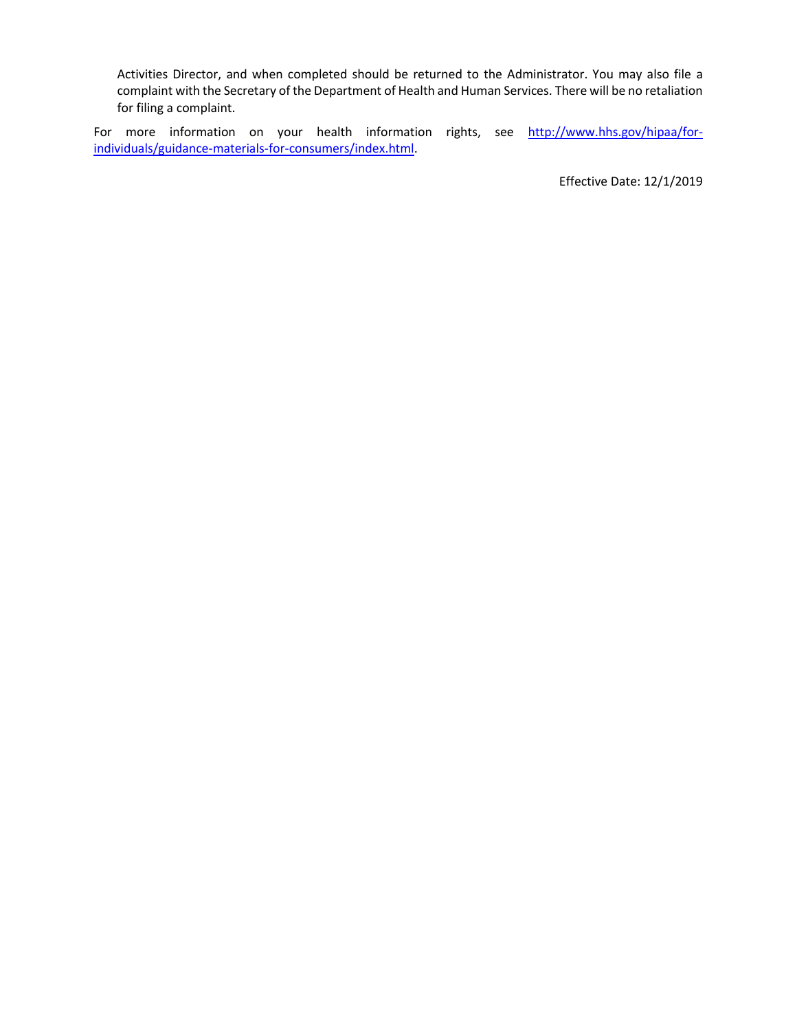Activities Director, and when completed should be returned to the Administrator. You may also file a complaint with the Secretary of the Department of Health and Human Services. There will be no retaliation for filing a complaint.

For more information on your health information rights, see [http://www.hhs.gov/hipaa/for-individuals/guidance-materials-for-consumers/index.html](http://www.hhs.gov/hipaa/for-individuals/guidance-materials-for-consumers/index.html).

Effective Date: 12/1/2019